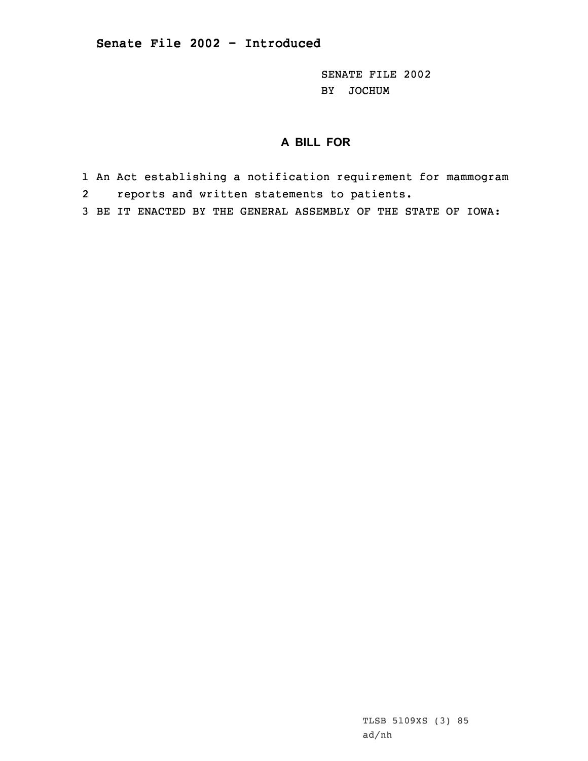## Senate File 2002 - Introduced

SENATE FILE 2002
BY JOCHUM

### A BILL FOR

1 An Act establishing a notification requirement for mammogram
2 reports and written statements to patients.
3 BE IT ENACTED BY THE GENERAL ASSEMBLY OF THE STATE OF IOWA:

TLSB 5109XS (3) 85
ad/nh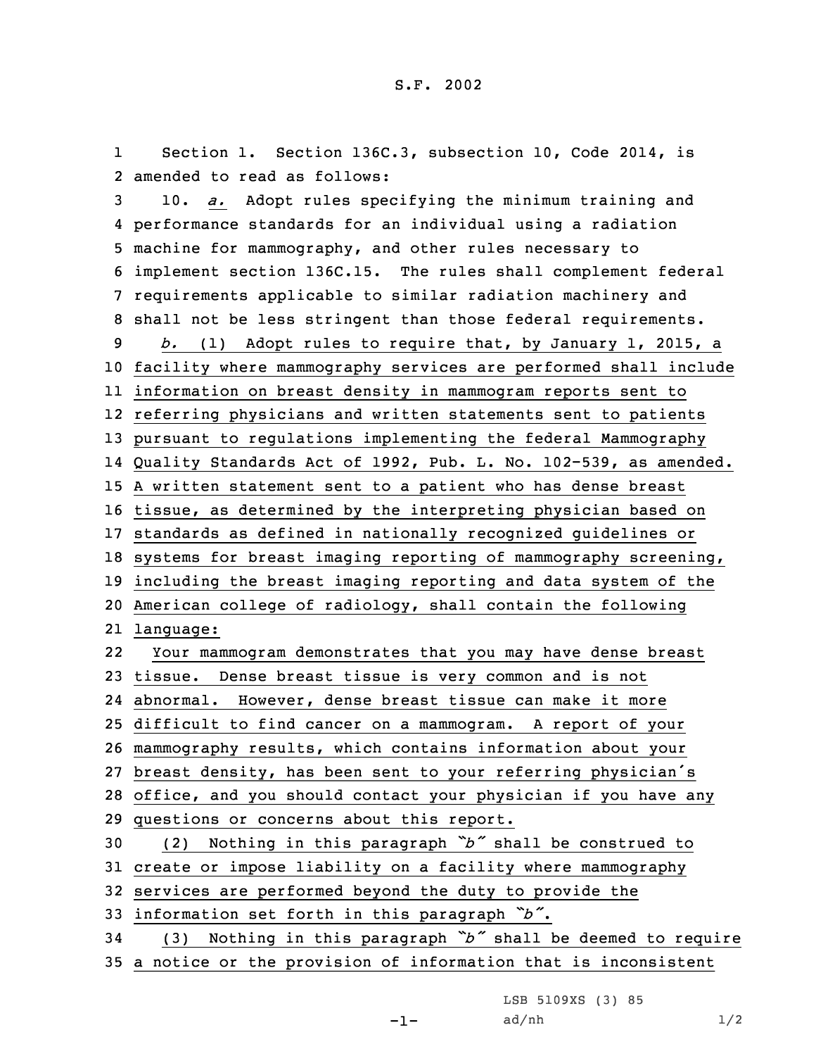S.F. 2002

Section 1. Section 136C.3, subsection 10, Code 2014, is amended to read as follows:

10. *a.* Adopt rules specifying the minimum training and performance standards for an individual using a radiation machine for mammography, and other rules necessary to implement section 136C.15. The rules shall complement federal requirements applicable to similar radiation machinery and shall not be less stringent than those federal requirements.

*b.* (1) Adopt rules to require that, by January 1, 2015, a facility where mammography services are performed shall include information on breast density in mammogram reports sent to referring physicians and written statements sent to patients pursuant to regulations implementing the federal Mammography Quality Standards Act of 1992, Pub. L. No. 102-539, as amended. A written statement sent to a patient who has dense breast tissue, as determined by the interpreting physician based on standards as defined in nationally recognized guidelines or systems for breast imaging reporting of mammography screening, including the breast imaging reporting and data system of the American college of radiology, shall contain the following language:

Your mammogram demonstrates that you may have dense breast tissue. Dense breast tissue is very common and is not abnormal. However, dense breast tissue can make it more difficult to find cancer on a mammogram. A report of your mammography results, which contains information about your breast density, has been sent to your referring physician's office, and you should contact your physician if you have any questions or concerns about this report.

(2) Nothing in this paragraph *"b"* shall be construed to create or impose liability on a facility where mammography services are performed beyond the duty to provide the information set forth in this paragraph *"b"*.

(3) Nothing in this paragraph *"b"* shall be deemed to require a notice or the provision of information that is inconsistent

LSB 5109XS (3) 85
ad/nh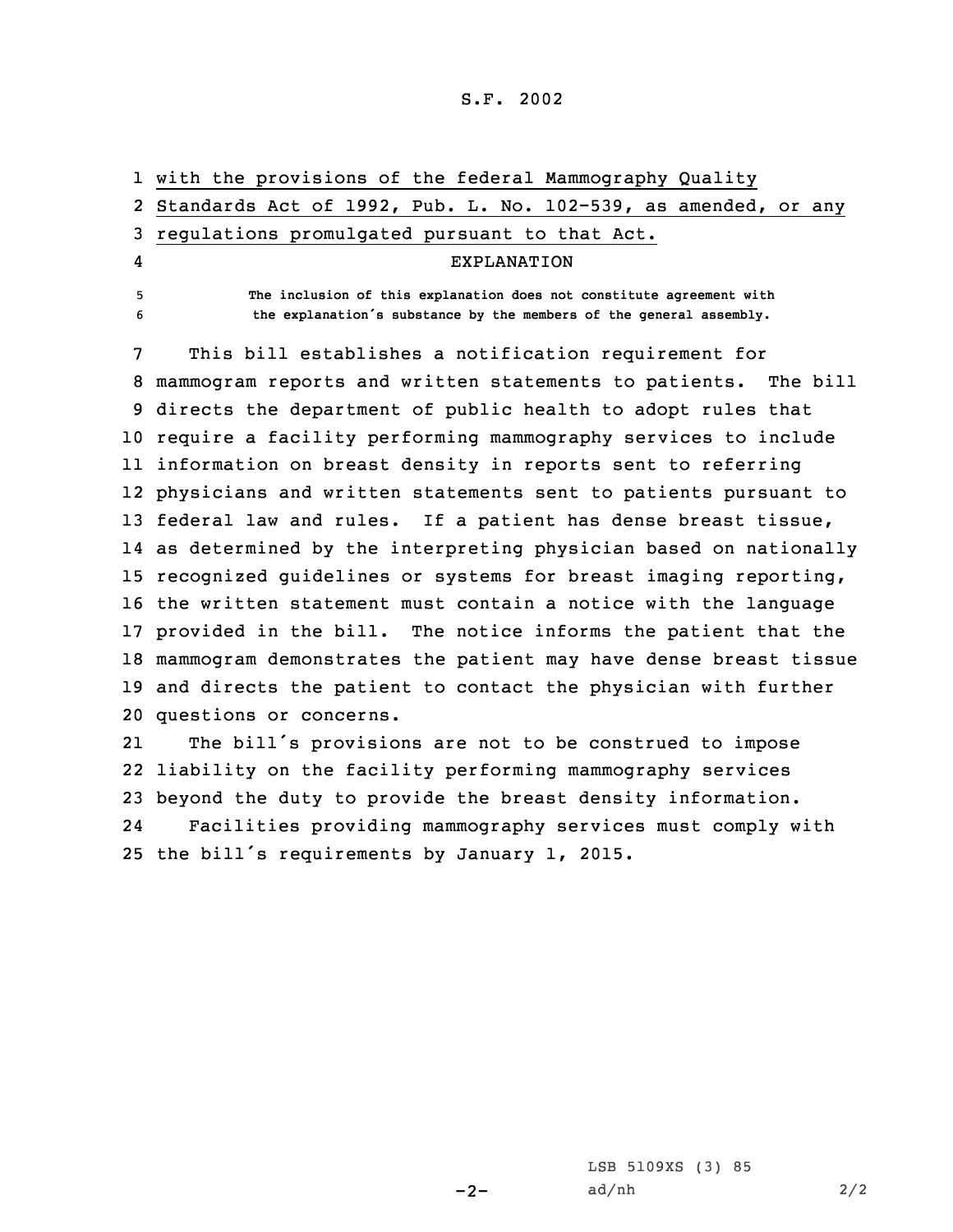with the provisions of the federal Mammography Quality Standards Act of 1992, Pub. L. No. 102-539, as amended, or any regulations promulgated pursuant to that Act.

## EXPLANATION

The inclusion of this explanation does not constitute agreement with the explanation's substance by the members of the general assembly.

This bill establishes a notification requirement for mammogram reports and written statements to patients. The bill directs the department of public health to adopt rules that require a facility performing mammography services to include information on breast density in reports sent to referring physicians and written statements sent to patients pursuant to federal law and rules. If a patient has dense breast tissue, as determined by the interpreting physician based on nationally recognized guidelines or systems for breast imaging reporting, the written statement must contain a notice with the language provided in the bill. The notice informs the patient that the mammogram demonstrates the patient may have dense breast tissue and directs the patient to contact the physician with further questions or concerns.

The bill's provisions are not to be construed to impose liability on the facility performing mammography services beyond the duty to provide the breast density information.

Facilities providing mammography services must comply with the bill's requirements by January 1, 2015.

LSB 5109XS (3) 85
ad/nh